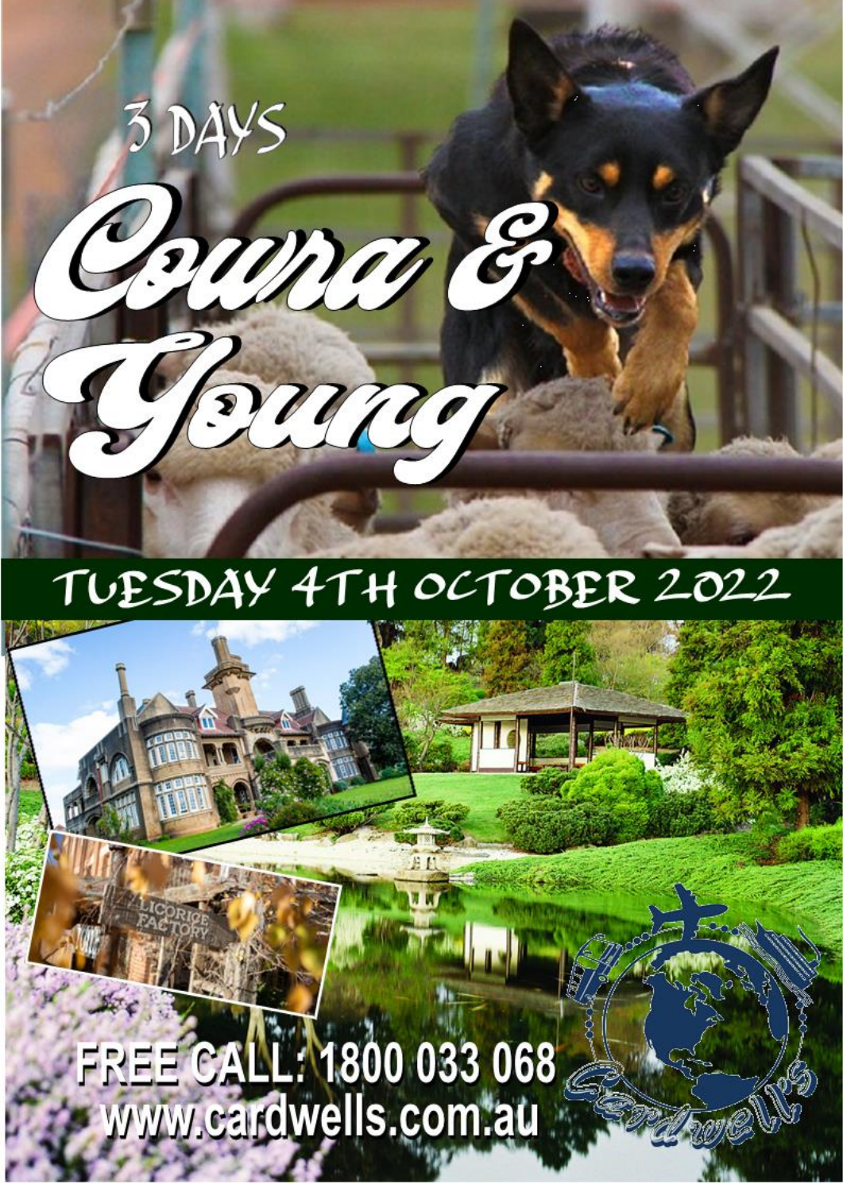3 DAYS

# Cowra & Young

## TUESDAY 4TH OCTOBER 2022

FREE CALL: 1800 033 068
www.cardwells.com.au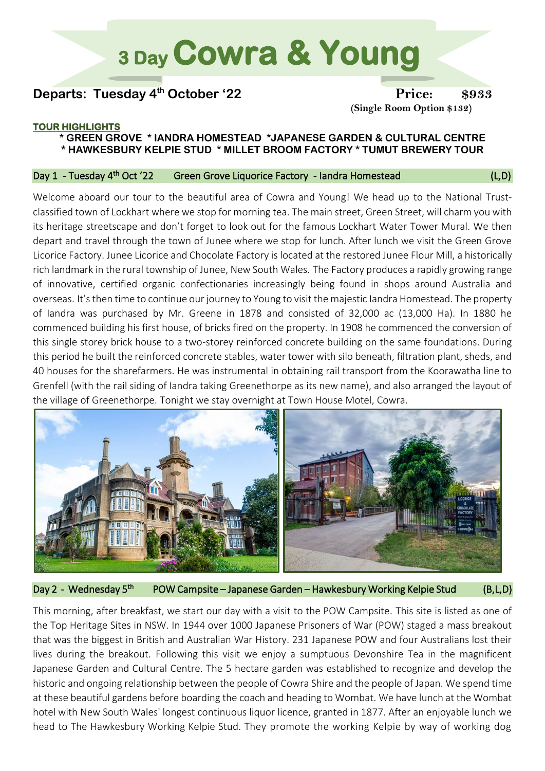# 3 Day Cowra & Young

**Departs: Tuesday 4th October '22** **Price: $933**
(Single Room Option $132)

**TOUR HIGHLIGHTS**

**\* GREEN GROVE \* IANDRA HOMESTEAD \*JAPANESE GARDEN & CULTURAL CENTRE \* HAWKESBURY KELPIE STUD \* MILLET BROOM FACTORY \* TUMUT BREWERY TOUR**

## Day 1 - Tuesday 4th Oct '22 Green Grove Liquorice Factory - Iandra Homestead (L,D)

Welcome aboard our tour to the beautiful area of Cowra and Young! We head up to the National Trust-classified town of Lockhart where we stop for morning tea. The main street, Green Street, will charm you with its heritage streetscape and don't forget to look out for the famous Lockhart Water Tower Mural. We then depart and travel through the town of Junee where we stop for lunch. After lunch we visit the Green Grove Licorice Factory. Junee Licorice and Chocolate Factory is located at the restored Junee Flour Mill, a historically rich landmark in the rural township of Junee, New South Wales. The Factory produces a rapidly growing range of innovative, certified organic confectionaries increasingly being found in shops around Australia and overseas. It's then time to continue our journey to Young to visit the majestic Iandra Homestead. The property of Iandra was purchased by Mr. Greene in 1878 and consisted of 32,000 ac (13,000 Ha). In 1880 he commenced building his first house, of bricks fired on the property. In 1908 he commenced the conversion of this single storey brick house to a two-storey reinforced concrete building on the same foundations. During this period he built the reinforced concrete stables, water tower with silo beneath, filtration plant, sheds, and 40 houses for the sharefarmers. He was instrumental in obtaining rail transport from the Koorawatha line to Grenfell (with the rail siding of Iandra taking Greenethorpe as its new name), and also arranged the layout of the village of Greenethorpe. Tonight we stay overnight at Town House Motel, Cowra.

## Day 2 - Wednesday 5th POW Campsite – Japanese Garden – Hawkesbury Working Kelpie Stud (B,L,D)

This morning, after breakfast, we start our day with a visit to the POW Campsite. This site is listed as one of the Top Heritage Sites in NSW. In 1944 over 1000 Japanese Prisoners of War (POW) staged a mass breakout that was the biggest in British and Australian War History. 231 Japanese POW and four Australians lost their lives during the breakout. Following this visit we enjoy a sumptuous Devonshire Tea in the magnificent Japanese Garden and Cultural Centre. The 5 hectare garden was established to recognize and develop the historic and ongoing relationship between the people of Cowra Shire and the people of Japan. We spend time at these beautiful gardens before boarding the coach and heading to Wombat. We have lunch at the Wombat hotel with New South Wales' longest continuous liquor licence, granted in 1877. After an enjoyable lunch we head to The Hawkesbury Working Kelpie Stud. They promote the working Kelpie by way of working dog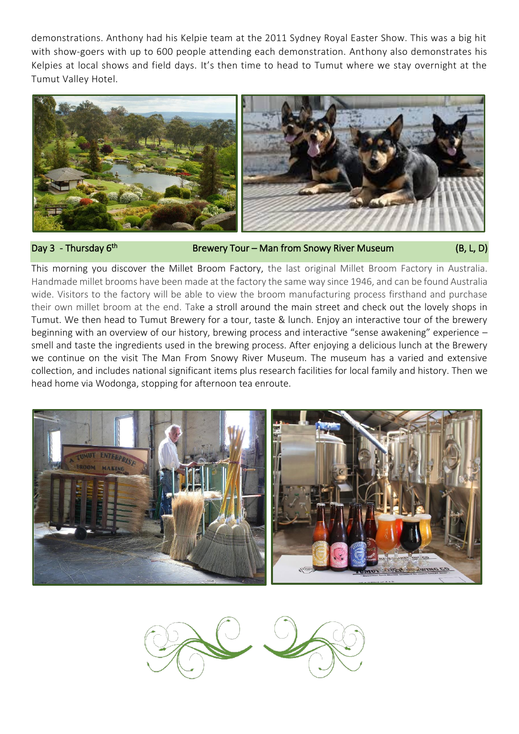demonstrations. Anthony had his Kelpie team at the 2011 Sydney Royal Easter Show. This was a big hit with show-goers with up to 600 people attending each demonstration. Anthony also demonstrates his Kelpies at local shows and field days. It's then time to head to Tumut where we stay overnight at the Tumut Valley Hotel.

## Day 3 - Thursday 6th    Brewery Tour – Man from Snowy River Museum    (B, L, D)

This morning you discover the Millet Broom Factory, the last original Millet Broom Factory in Australia. Handmade millet brooms have been made at the factory the same way since 1946, and can be found Australia wide. Visitors to the factory will be able to view the broom manufacturing process firsthand and purchase their own millet broom at the end. Take a stroll around the main street and check out the lovely shops in Tumut. We then head to Tumut Brewery for a tour, taste & lunch. Enjoy an interactive tour of the brewery beginning with an overview of our history, brewing process and interactive "sense awakening" experience – smell and taste the ingredients used in the brewing process. After enjoying a delicious lunch at the Brewery we continue on the visit The Man From Snowy River Museum. The museum has a varied and extensive collection, and includes national significant items plus research facilities for local family and history. Then we head home via Wodonga, stopping for afternoon tea enroute.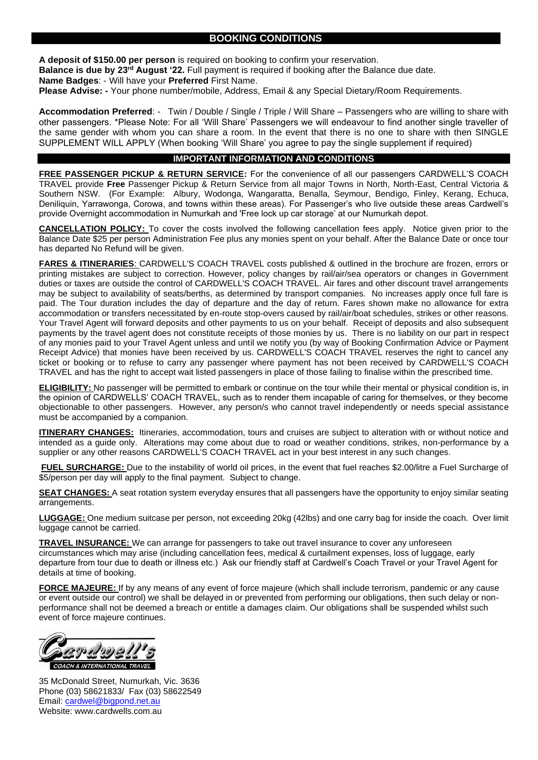## BOOKING CONDITIONS

**A deposit of $150.00 per person** is required on booking to confirm your reservation.
**Balance is due by 23rd August '22.** Full payment is required if booking after the Balance due date.
**Name Badges**: - Will have your **Preferred** First Name.
**Please Advise: -** Your phone number/mobile, Address, Email & any Special Dietary/Room Requirements.

**Accommodation Preferred**: - Twin / Double / Single / Triple / Will Share – Passengers who are willing to share with other passengers. *Please Note: For all 'Will Share' Passengers we will endeavour to find another single traveller of the same gender with whom you can share a room. In the event that there is no one to share with then SINGLE SUPPLEMENT WILL APPLY (When booking 'Will Share' you agree to pay the single supplement if required)

## IMPORTANT INFORMATION AND CONDITIONS

**FREE PASSENGER PICKUP & RETURN SERVICE:** For the convenience of all our passengers CARDWELL'S COACH TRAVEL provide **Free** Passenger Pickup & Return Service from all major Towns in North, North-East, Central Victoria & Southern NSW. (For Example: Albury, Wodonga, Wangaratta, Benalla, Seymour, Bendigo, Finley, Kerang, Echuca, Deniliquin, Yarrawonga, Corowa, and towns within these areas). For Passenger's who live outside these areas Cardwell's provide Overnight accommodation in Numurkah and 'Free lock up car storage' at our Numurkah depot.

**CANCELLATION POLICY:** To cover the costs involved the following cancellation fees apply. Notice given prior to the Balance Date $25 per person Administration Fee plus any monies spent on your behalf. After the Balance Date or once tour has departed No Refund will be given.

**FARES & ITINERARIES**: CARDWELL'S COACH TRAVEL costs published & outlined in the brochure are frozen, errors or printing mistakes are subject to correction. However, policy changes by rail/air/sea operators or changes in Government duties or taxes are outside the control of CARDWELL'S COACH TRAVEL. Air fares and other discount travel arrangements may be subject to availability of seats/berths, as determined by transport companies. No increases apply once full fare is paid. The Tour duration includes the day of departure and the day of return. Fares shown make no allowance for extra accommodation or transfers necessitated by en-route stop-overs caused by rail/air/boat schedules, strikes or other reasons. Your Travel Agent will forward deposits and other payments to us on your behalf. Receipt of deposits and also subsequent payments by the travel agent does not constitute receipts of those monies by us. There is no liability on our part in respect of any monies paid to your Travel Agent unless and until we notify you (by way of Booking Confirmation Advice or Payment Receipt Advice) that monies have been received by us. CARDWELL'S COACH TRAVEL reserves the right to cancel any ticket or booking or to refuse to carry any passenger where payment has not been received by CARDWELL'S COACH TRAVEL and has the right to accept wait listed passengers in place of those failing to finalise within the prescribed time.

**ELIGIBILITY:** No passenger will be permitted to embark or continue on the tour while their mental or physical condition is, in the opinion of CARDWELLS' COACH TRAVEL, such as to render them incapable of caring for themselves, or they become objectionable to other passengers. However, any person/s who cannot travel independently or needs special assistance must be accompanied by a companion.

**ITINERARY CHANGES:** Itineraries, accommodation, tours and cruises are subject to alteration with or without notice and intended as a guide only. Alterations may come about due to road or weather conditions, strikes, non-performance by a supplier or any other reasons CARDWELL'S COACH TRAVEL act in your best interest in any such changes.

**FUEL SURCHARGE:** Due to the instability of world oil prices, in the event that fuel reaches $2.00/litre a Fuel Surcharge of $5/person per day will apply to the final payment. Subject to change.

**SEAT CHANGES:** A seat rotation system everyday ensures that all passengers have the opportunity to enjoy similar seating arrangements.

**LUGGAGE:** One medium suitcase per person, not exceeding 20kg (42lbs) and one carry bag for inside the coach. Over limit luggage cannot be carried.

**TRAVEL INSURANCE:** We can arrange for passengers to take out travel insurance to cover any unforeseen circumstances which may arise (including cancellation fees, medical & curtailment expenses, loss of luggage, early departure from tour due to death or illness etc.) Ask our friendly staff at Cardwell's Coach Travel or your Travel Agent for details at time of booking.

**FORCE MAJEURE:** If by any means of any event of force majeure (which shall include terrorism, pandemic or any cause or event outside our control) we shall be delayed in or prevented from performing our obligations, then such delay or non-performance shall not be deemed a breach or entitle a damages claim. Our obligations shall be suspended whilst such event of force majeure continues.

Cardwell's
COACH & INTERNATIONAL TRAVEL

35 McDonald Street, Numurkah, Vic. 3636
Phone (03) 58621833/ Fax (03) 58622549
Email: cardwel@bigpond.net.au
Website: www.cardwells.com.au